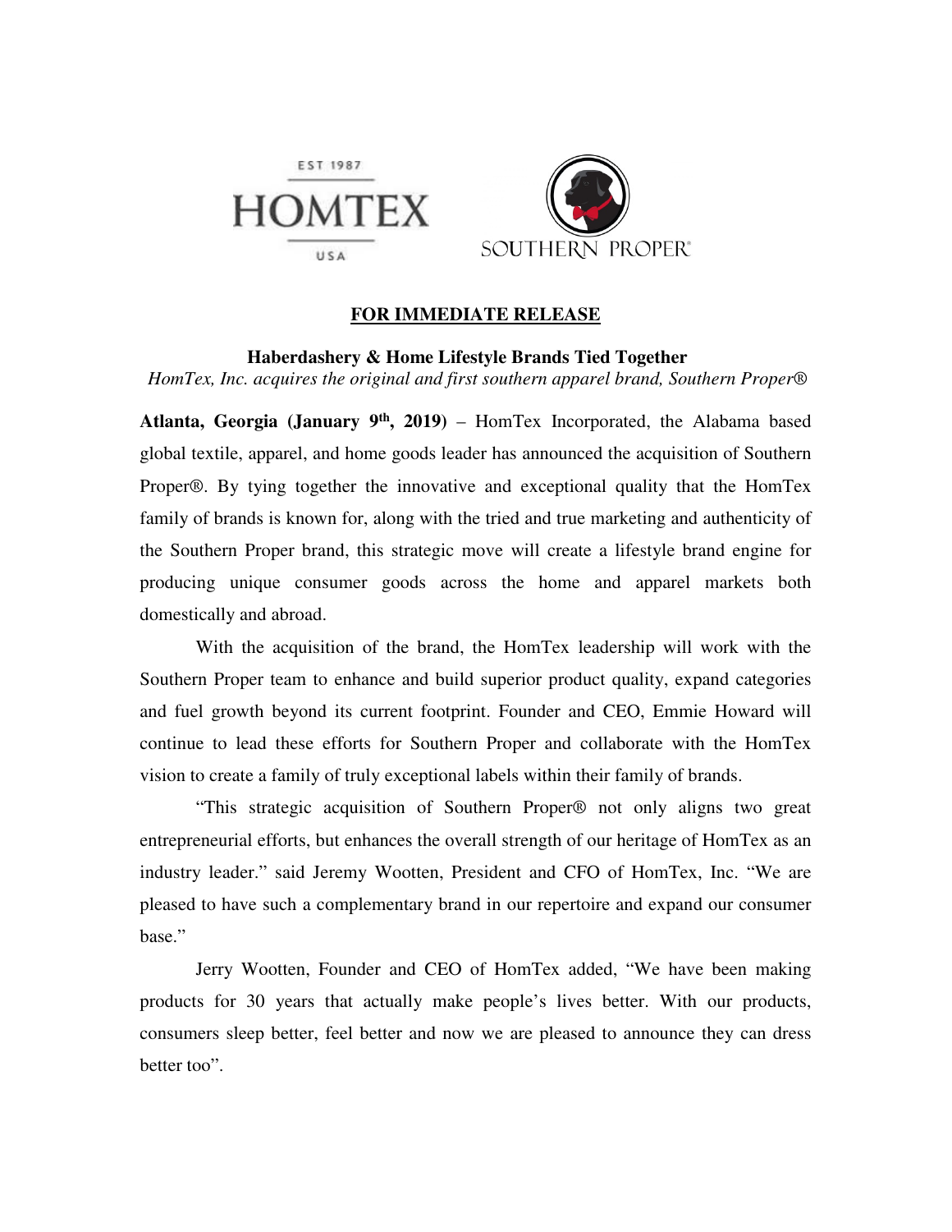EST 1987

HOMTEX

USA

SOUTHERN PROPER®

**FOR IMMEDIATE RELEASE**

**Haberdashery & Home Lifestyle Brands Tied Together**

*HomTex, Inc. acquires the original and first southern apparel brand, Southern Proper®*

**Atlanta, Georgia (January 9th, 2019)** – HomTex Incorporated, the Alabama based global textile, apparel, and home goods leader has announced the acquisition of Southern Proper®. By tying together the innovative and exceptional quality that the HomTex family of brands is known for, along with the tried and true marketing and authenticity of the Southern Proper brand, this strategic move will create a lifestyle brand engine for producing unique consumer goods across the home and apparel markets both domestically and abroad.

With the acquisition of the brand, the HomTex leadership will work with the Southern Proper team to enhance and build superior product quality, expand categories and fuel growth beyond its current footprint. Founder and CEO, Emmie Howard will continue to lead these efforts for Southern Proper and collaborate with the HomTex vision to create a family of truly exceptional labels within their family of brands.

"This strategic acquisition of Southern Proper® not only aligns two great entrepreneurial efforts, but enhances the overall strength of our heritage of HomTex as an industry leader." said Jeremy Wootten, President and CFO of HomTex, Inc. "We are pleased to have such a complementary brand in our repertoire and expand our consumer base."

Jerry Wootten, Founder and CEO of HomTex added, "We have been making products for 30 years that actually make people's lives better. With our products, consumers sleep better, feel better and now we are pleased to announce they can dress better too".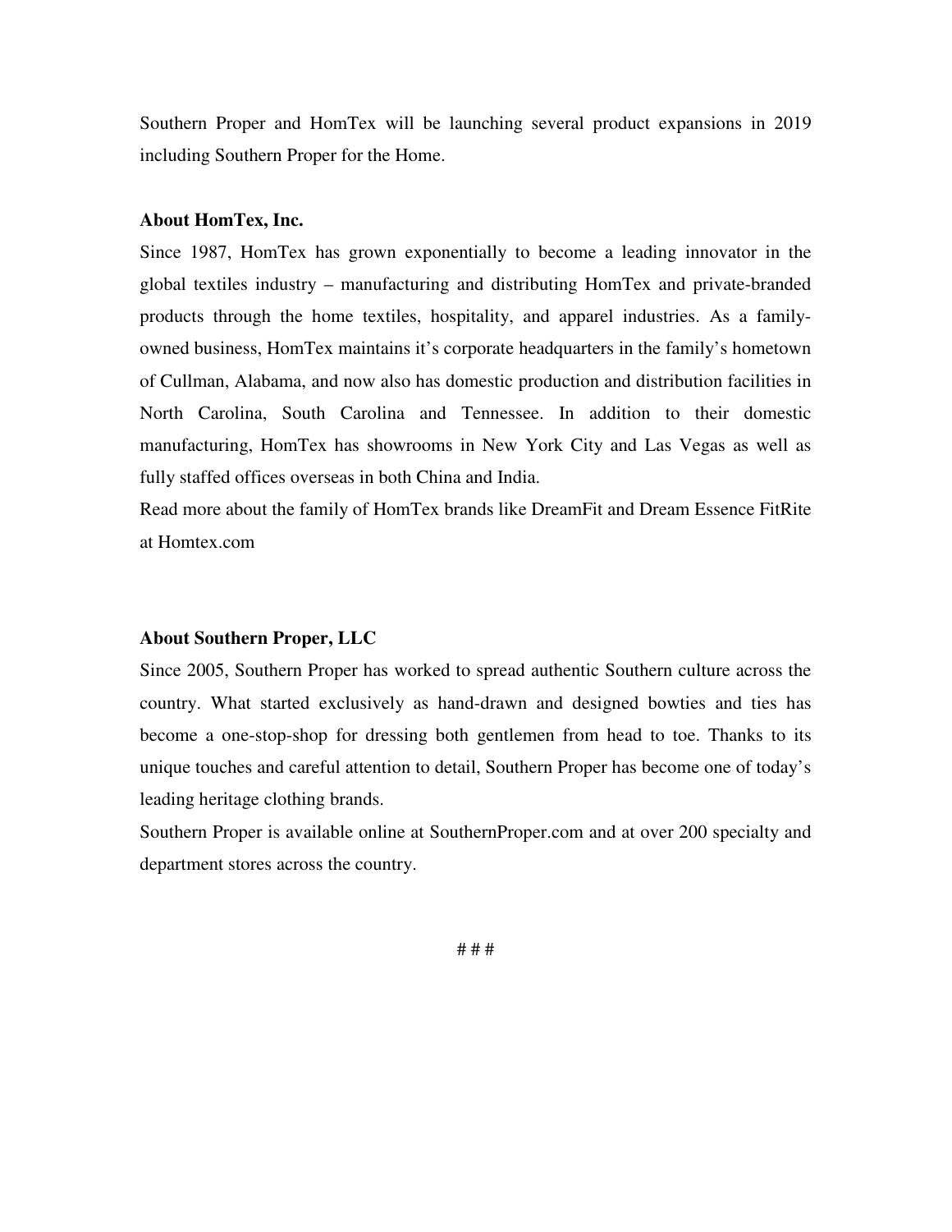Southern Proper and HomTex will be launching several product expansions in 2019 including Southern Proper for the Home.

**About HomTex, Inc.**

Since 1987, HomTex has grown exponentially to become a leading innovator in the global textiles industry – manufacturing and distributing HomTex and private-branded products through the home textiles, hospitality, and apparel industries. As a family-owned business, HomTex maintains it's corporate headquarters in the family's hometown of Cullman, Alabama, and now also has domestic production and distribution facilities in North Carolina, South Carolina and Tennessee. In addition to their domestic manufacturing, HomTex has showrooms in New York City and Las Vegas as well as fully staffed offices overseas in both China and India.

Read more about the family of HomTex brands like DreamFit and Dream Essence FitRite at Homtex.com

**About Southern Proper, LLC**

Since 2005, Southern Proper has worked to spread authentic Southern culture across the country. What started exclusively as hand-drawn and designed bowties and ties has become a one-stop-shop for dressing both gentlemen from head to toe. Thanks to its unique touches and careful attention to detail, Southern Proper has become one of today's leading heritage clothing brands.

Southern Proper is available online at SouthernProper.com and at over 200 specialty and department stores across the country.

# # #